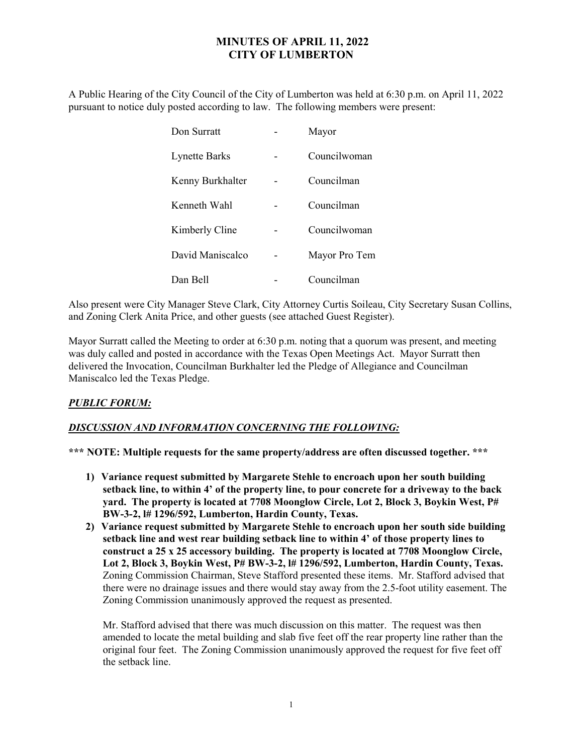# MINUTES OF APRIL 11, 2022
# CITY OF LUMBERTON

A Public Hearing of the City Council of the City of Lumberton was held at 6:30 p.m. on April 11, 2022 pursuant to notice duly posted according to law. The following members were present:

| | | |
|---|---|---|
| Don Surratt | - | Mayor |
| Lynette Barks | - | Councilwoman |
| Kenny Burkhalter | - | Councilman |
| Kenneth Wahl | - | Councilman |
| Kimberly Cline | - | Councilwoman |
| David Maniscalco | - | Mayor Pro Tem |
| Dan Bell | - | Councilman |

Also present were City Manager Steve Clark, City Attorney Curtis Soileau, City Secretary Susan Collins, and Zoning Clerk Anita Price, and other guests (see attached Guest Register).

Mayor Surratt called the Meeting to order at 6:30 p.m. noting that a quorum was present, and meeting was duly called and posted in accordance with the Texas Open Meetings Act. Mayor Surratt then delivered the Invocation, Councilman Burkhalter led the Pledge of Allegiance and Councilman Maniscalco led the Texas Pledge.

***PUBLIC FORUM:***

***DISCUSSION AND INFORMATION CONCERNING THE FOLLOWING:***

**\*\*\* NOTE: Multiple requests for the same property/address are often discussed together. \*\*\***

1) **Variance request submitted by Margarete Stehle to encroach upon her south building setback line, to within 4' of the property line, to pour concrete for a driveway to the back yard. The property is located at 7708 Moonglow Circle, Lot 2, Block 3, Boykin West, P# BW-3-2, l# 1296/592, Lumberton, Hardin County, Texas.**
2) **Variance request submitted by Margarete Stehle to encroach upon her south side building setback line and west rear building setback line to within 4' of those property lines to construct a 25 x 25 accessory building. The property is located at 7708 Moonglow Circle, Lot 2, Block 3, Boykin West, P# BW-3-2, l# 1296/592, Lumberton, Hardin County, Texas.** Zoning Commission Chairman, Steve Stafford presented these items. Mr. Stafford advised that there were no drainage issues and there would stay away from the 2.5-foot utility easement. The Zoning Commission unanimously approved the request as presented.

   Mr. Stafford advised that there was much discussion on this matter. The request was then amended to locate the metal building and slab five feet off the rear property line rather than the original four feet. The Zoning Commission unanimously approved the request for five feet off the setback line.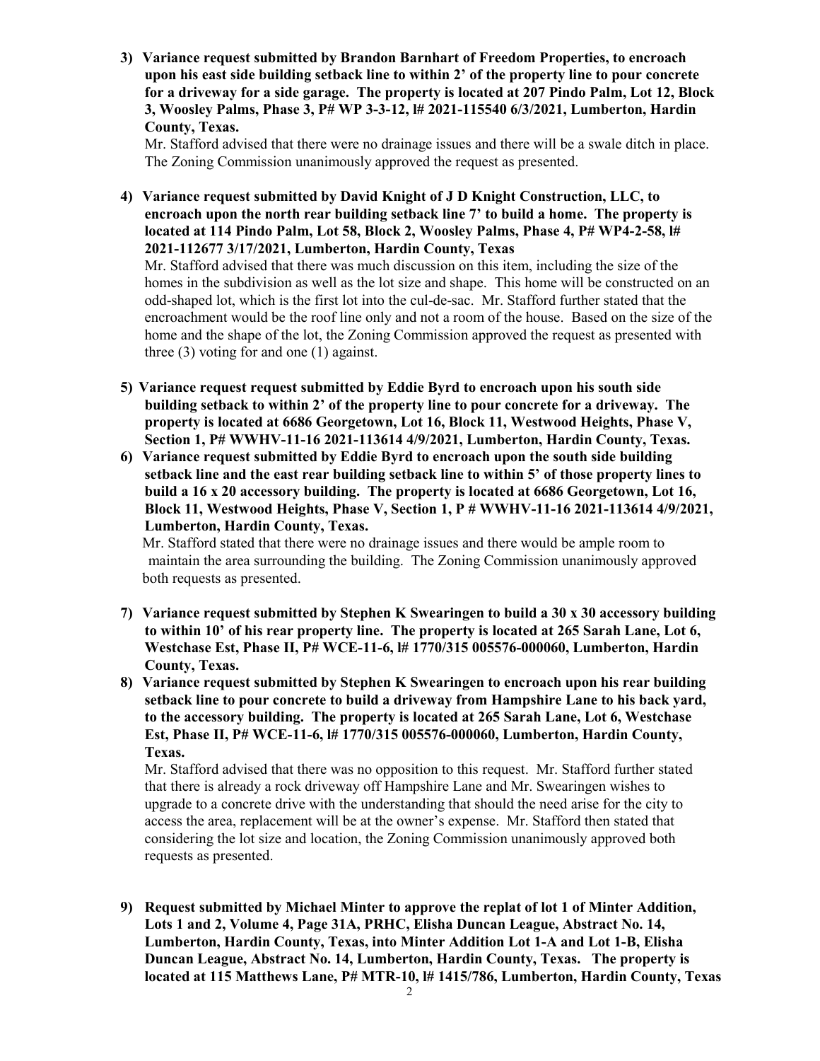3) **Variance request submitted by Brandon Barnhart of Freedom Properties, to encroach upon his east side building setback line to within 2' of the property line to pour concrete for a driveway for a side garage. The property is located at 207 Pindo Palm, Lot 12, Block 3, Woosley Palms, Phase 3, P# WP 3-3-12, I# 2021-115540 6/3/2021, Lumberton, Hardin County, Texas.**

   Mr. Stafford advised that there were no drainage issues and there will be a swale ditch in place. The Zoning Commission unanimously approved the request as presented.

4) **Variance request submitted by David Knight of J D Knight Construction, LLC, to encroach upon the north rear building setback line 7' to build a home. The property is located at 114 Pindo Palm, Lot 58, Block 2, Woosley Palms, Phase 4, P# WP4-2-58, I# 2021-112677 3/17/2021, Lumberton, Hardin County, Texas**

   Mr. Stafford advised that there was much discussion on this item, including the size of the homes in the subdivision as well as the lot size and shape. This home will be constructed on an odd-shaped lot, which is the first lot into the cul-de-sac. Mr. Stafford further stated that the encroachment would be the roof line only and not a room of the house. Based on the size of the home and the shape of the lot, the Zoning Commission approved the request as presented with three (3) voting for and one (1) against.

5) **Variance request request submitted by Eddie Byrd to encroach upon his south side building setback to within 2' of the property line to pour concrete for a driveway. The property is located at 6686 Georgetown, Lot 16, Block 11, Westwood Heights, Phase V, Section 1, P# WWHV-11-16 2021-113614 4/9/2021, Lumberton, Hardin County, Texas.**

6) **Variance request submitted by Eddie Byrd to encroach upon the south side building setback line and the east rear building setback line to within 5' of those property lines to build a 16 x 20 accessory building. The property is located at 6686 Georgetown, Lot 16, Block 11, Westwood Heights, Phase V, Section 1, P # WWHV-11-16 2021-113614 4/9/2021, Lumberton, Hardin County, Texas.**

   Mr. Stafford stated that there were no drainage issues and there would be ample room to maintain the area surrounding the building. The Zoning Commission unanimously approved both requests as presented.

7) **Variance request submitted by Stephen K Swearingen to build a 30 x 30 accessory building to within 10' of his rear property line. The property is located at 265 Sarah Lane, Lot 6, Westchase Est, Phase II, P# WCE-11-6, I# 1770/315 005576-000060, Lumberton, Hardin County, Texas.**

8) **Variance request submitted by Stephen K Swearingen to encroach upon his rear building setback line to pour concrete to build a driveway from Hampshire Lane to his back yard, to the accessory building. The property is located at 265 Sarah Lane, Lot 6, Westchase Est, Phase II, P# WCE-11-6, I# 1770/315 005576-000060, Lumberton, Hardin County, Texas.**

   Mr. Stafford advised that there was no opposition to this request. Mr. Stafford further stated that there is already a rock driveway off Hampshire Lane and Mr. Swearingen wishes to upgrade to a concrete drive with the understanding that should the need arise for the city to access the area, replacement will be at the owner's expense. Mr. Stafford then stated that considering the lot size and location, the Zoning Commission unanimously approved both requests as presented.

9) **Request submitted by Michael Minter to approve the replat of lot 1 of Minter Addition, Lots 1 and 2, Volume 4, Page 31A, PRHC, Elisha Duncan League, Abstract No. 14, Lumberton, Hardin County, Texas, into Minter Addition Lot 1-A and Lot 1-B, Elisha Duncan League, Abstract No. 14, Lumberton, Hardin County, Texas. The property is located at 115 Matthews Lane, P# MTR-10, I# 1415/786, Lumberton, Hardin County, Texas**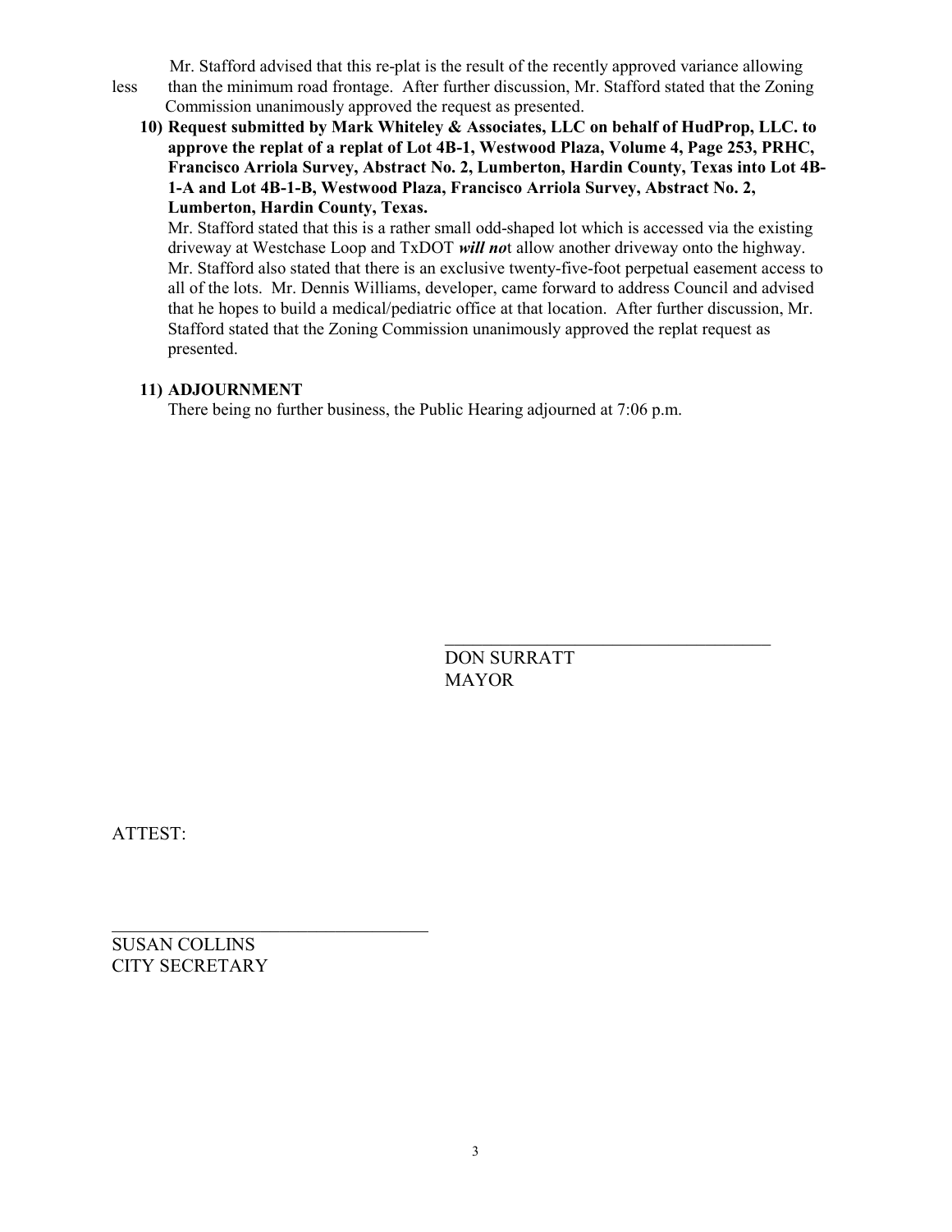Mr. Stafford advised that this re-plat is the result of the recently approved variance allowing less than the minimum road frontage. After further discussion, Mr. Stafford stated that the Zoning Commission unanimously approved the request as presented.

**10) Request submitted by Mark Whiteley & Associates, LLC on behalf of HudProp, LLC. to approve the replat of a replat of Lot 4B-1, Westwood Plaza, Volume 4, Page 253, PRHC, Francisco Arriola Survey, Abstract No. 2, Lumberton, Hardin County, Texas into Lot 4B-1-A and Lot 4B-1-B, Westwood Plaza, Francisco Arriola Survey, Abstract No. 2, Lumberton, Hardin County, Texas.**

Mr. Stafford stated that this is a rather small odd-shaped lot which is accessed via the existing driveway at Westchase Loop and TxDOT ***will no***t allow another driveway onto the highway. Mr. Stafford also stated that there is an exclusive twenty-five-foot perpetual easement access to all of the lots. Mr. Dennis Williams, developer, came forward to address Council and advised that he hopes to build a medical/pediatric office at that location. After further discussion, Mr. Stafford stated that the Zoning Commission unanimously approved the replat request as presented.

**11) ADJOURNMENT**

There being no further business, the Public Hearing adjourned at 7:06 p.m.

\_\_\_\_\_\_\_\_\_\_\_\_\_\_\_\_\_\_\_\_\_\_\_\_\_\_\_\_\_\_\_\_\_\_\_\_

DON SURRATT
MAYOR

ATTEST:

\_\_\_\_\_\_\_\_\_\_\_\_\_\_\_\_\_\_\_\_\_\_\_\_\_\_\_\_\_\_\_\_\_\_\_\_

SUSAN COLLINS
CITY SECRETARY